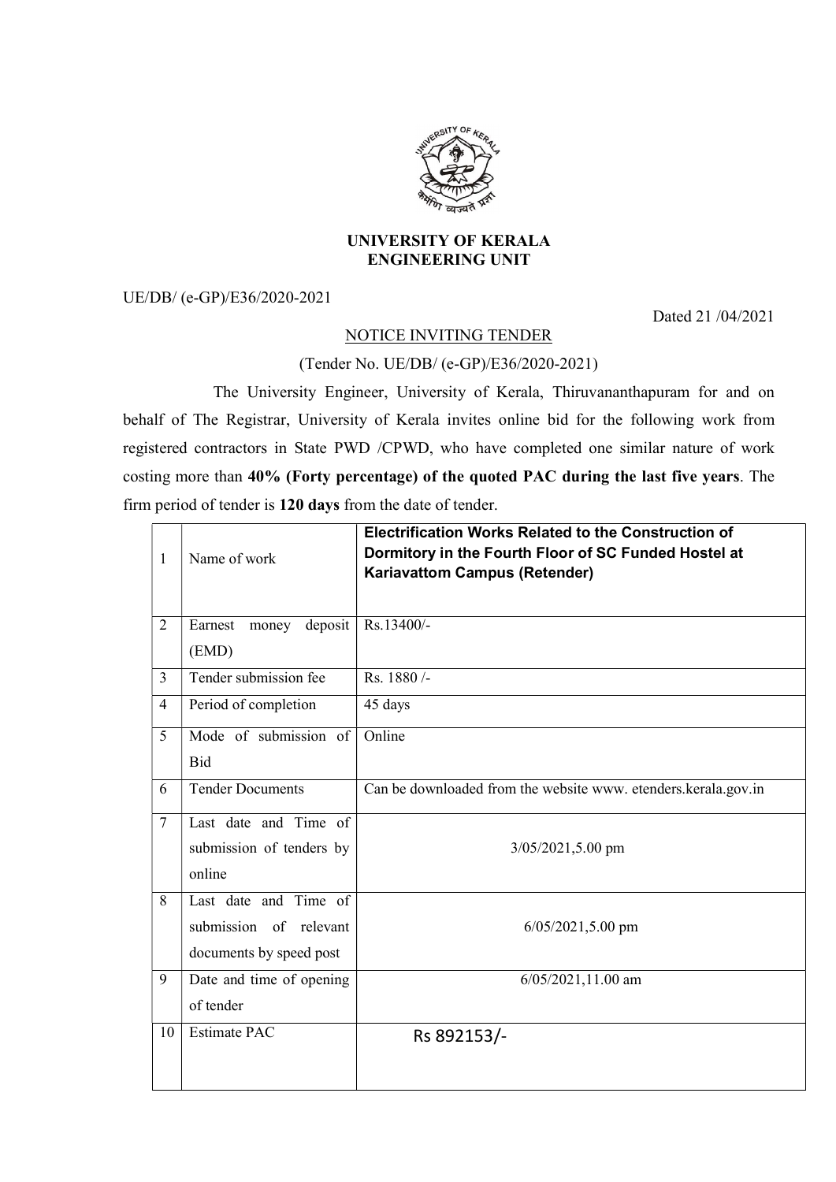# UNIVERSITY OF KERALA
## ENGINEERING UNIT

UE/DB/ (e-GP)/E36/2020-2021

Dated 21 /04/2021

NOTICE INVITING TENDER

(Tender No. UE/DB/ (e-GP)/E36/2020-2021)

The University Engineer, University of Kerala, Thiruvananthapuram for and on behalf of The Registrar, University of Kerala invites online bid for the following work from registered contractors in State PWD /CPWD, who have completed one similar nature of work costing more than **40% (Forty percentage) of the quoted PAC during the last five years**. The firm period of tender is **120 days** from the date of tender.

| | | |
|---|---|---|
| 1 | Name of work | **Electrification Works Related to the Construction of Dormitory in the Fourth Floor of SC Funded Hostel at Kariavattom Campus (Retender)** |
| 2 | Earnest money deposit (EMD) | Rs.13400/- |
| 3 | Tender submission fee | Rs. 1880 /- |
| 4 | Period of completion | 45 days |
| 5 | Mode of submission of Bid | Online |
| 6 | Tender Documents | Can be downloaded from the website www. etenders.kerala.gov.in |
| 7 | Last date and Time of submission of tenders by online | 3/05/2021,5.00 pm |
| 8 | Last date and Time of submission of relevant documents by speed post | 6/05/2021,5.00 pm |
| 9 | Date and time of opening of tender | 6/05/2021,11.00 am |
| 10 | Estimate PAC | Rs 892153/- |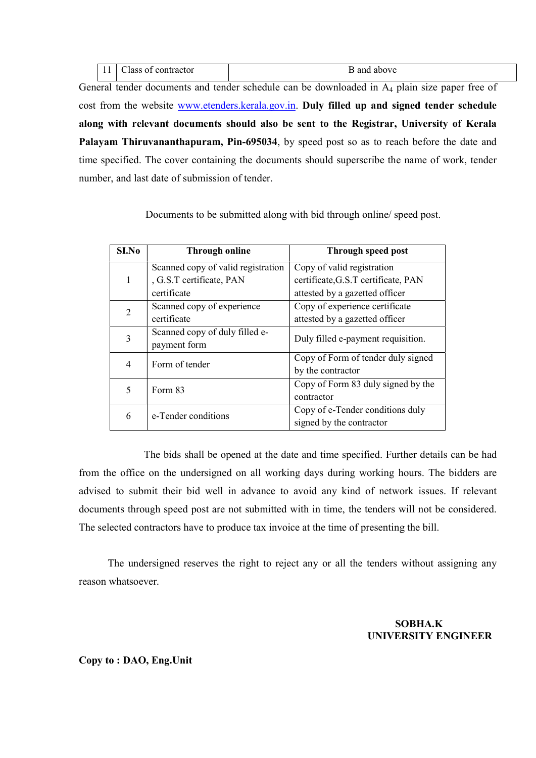| | | |
|---|---|---|
| 11 | Class of contractor | B and above |

General tender documents and tender schedule can be downloaded in $A_4$ plain size paper free of cost from the website [www.etenders.kerala.gov.in](http://www.etenders.kerala.gov.in). **Duly filled up and signed tender schedule along with relevant documents should also be sent to the Registrar, University of Kerala Palayam Thiruvananthapuram, Pin-695034**, by speed post so as to reach before the date and time specified. The cover containing the documents should superscribe the name of work, tender number, and last date of submission of tender.

Documents to be submitted along with bid through online/ speed post.

| SI.No | Through online | Through speed post |
|---|---|---|
| 1 | Scanned copy of valid registration , G.S.T certificate, PAN certificate | Copy of valid registration certificate,G.S.T certificate, PAN attested by a gazetted officer |
| 2 | Scanned copy of experience certificate | Copy of experience certificate attested by a gazetted officer |
| 3 | Scanned copy of duly filled e-payment form | Duly filled e-payment requisition. |
| 4 | Form of tender | Copy of Form of tender duly signed by the contractor |
| 5 | Form 83 | Copy of Form 83 duly signed by the contractor |
| 6 | e-Tender conditions | Copy of e-Tender conditions duly signed by the contractor |

The bids shall be opened at the date and time specified. Further details can be had from the office on the undersigned on all working days during working hours. The bidders are advised to submit their bid well in advance to avoid any kind of network issues. If relevant documents through speed post are not submitted with in time, the tenders will not be considered. The selected contractors have to produce tax invoice at the time of presenting the bill.

The undersigned reserves the right to reject any or all the tenders without assigning any reason whatsoever.

**SOBHA.K**
**UNIVERSITY ENGINEER**

**Copy to : DAO, Eng.Unit**